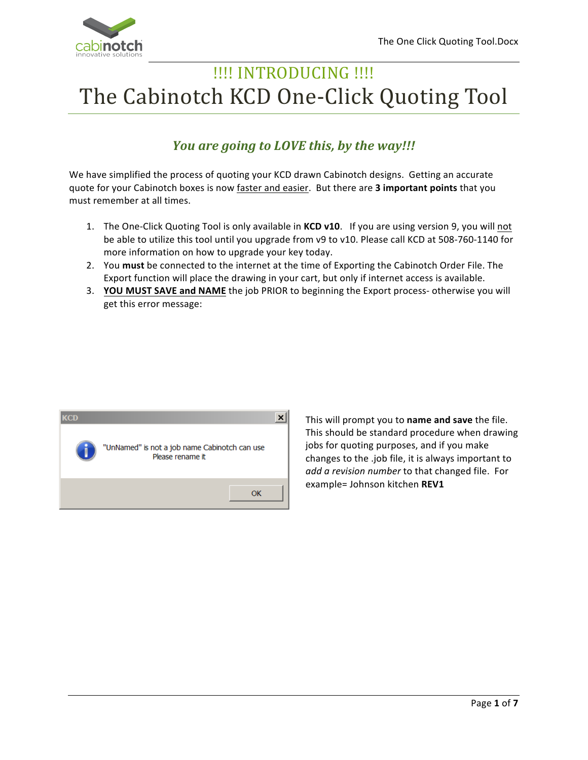!!!! INTRODUCING !!!!

# The Cabinotch KCD One-Click Quoting Tool

### *You are going to LOVE this, by the way!!!*

We have simplified the process of quoting your KCD drawn Cabinotch designs. Getting an accurate quote for your Cabinotch boxes is now faster and easier. But there are **3 important points** that you must remember at all times.

1. The One-Click Quoting Tool is only available in **KCD v10**. If you are using version 9, you will not be able to utilize this tool until you upgrade from v9 to v10. Please call KCD at 508-760-1140 for more information on how to upgrade your key today.
2. You **must** be connected to the internet at the time of Exporting the Cabinotch Order File. The Export function will place the drawing in your cart, but only if internet access is available.
3. **YOU MUST SAVE and NAME** the job PRIOR to beginning the Export process- otherwise you will get this error message:

KCD

"UnNamed" is not a job name Cabinotch can use
Please rename it

OK

This will prompt you to **name and save** the file. This should be standard procedure when drawing jobs for quoting purposes, and if you make changes to the .job file, it is always important to *add a revision number* to that changed file. For example= Johnson kitchen **REV1**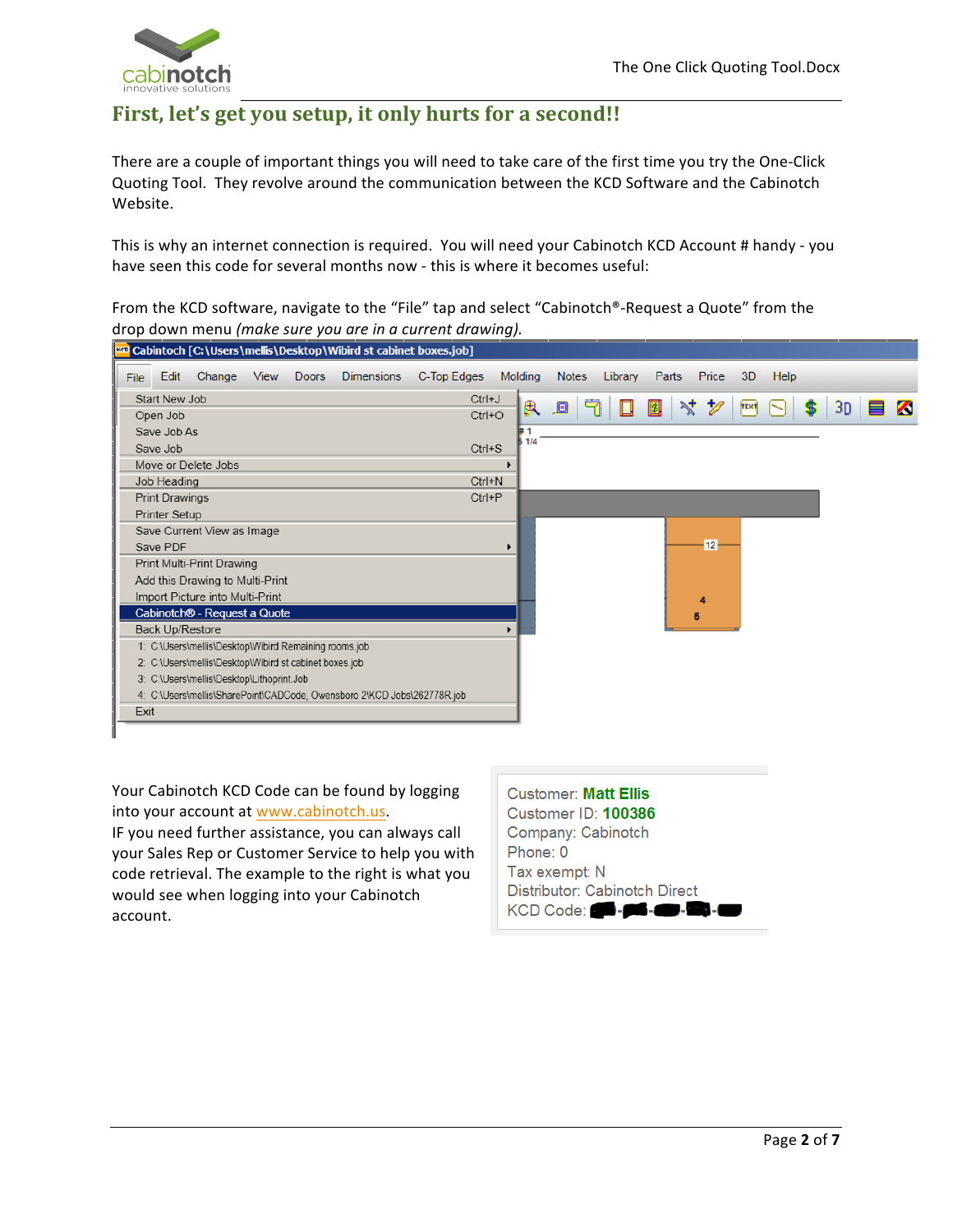## First, let's get you setup, it only hurts for a second!!

There are a couple of important things you will need to take care of the first time you try the One-Click Quoting Tool. They revolve around the communication between the KCD Software and the Cabinotch Website.

This is why an internet connection is required. You will need your Cabinotch KCD Account # handy - you have seen this code for several months now - this is where it becomes useful:

From the KCD software, navigate to the "File" tap and select "Cabinotch®-Request a Quote" from the drop down menu *(make sure you are in a current drawing).*

Your Cabinotch KCD Code can be found by logging into your account at www.cabinotch.us.
IF you need further assistance, you can always call your Sales Rep or Customer Service to help you with code retrieval. The example to the right is what you would see when logging into your Cabinotch account.

Customer: **Matt Ellis**
Customer ID: **100386**
Company: Cabinotch
Phone: 0
Tax exempt: N
Distributor: Cabinotch Direct
KCD Code: ▇-▇-▇-▇-▇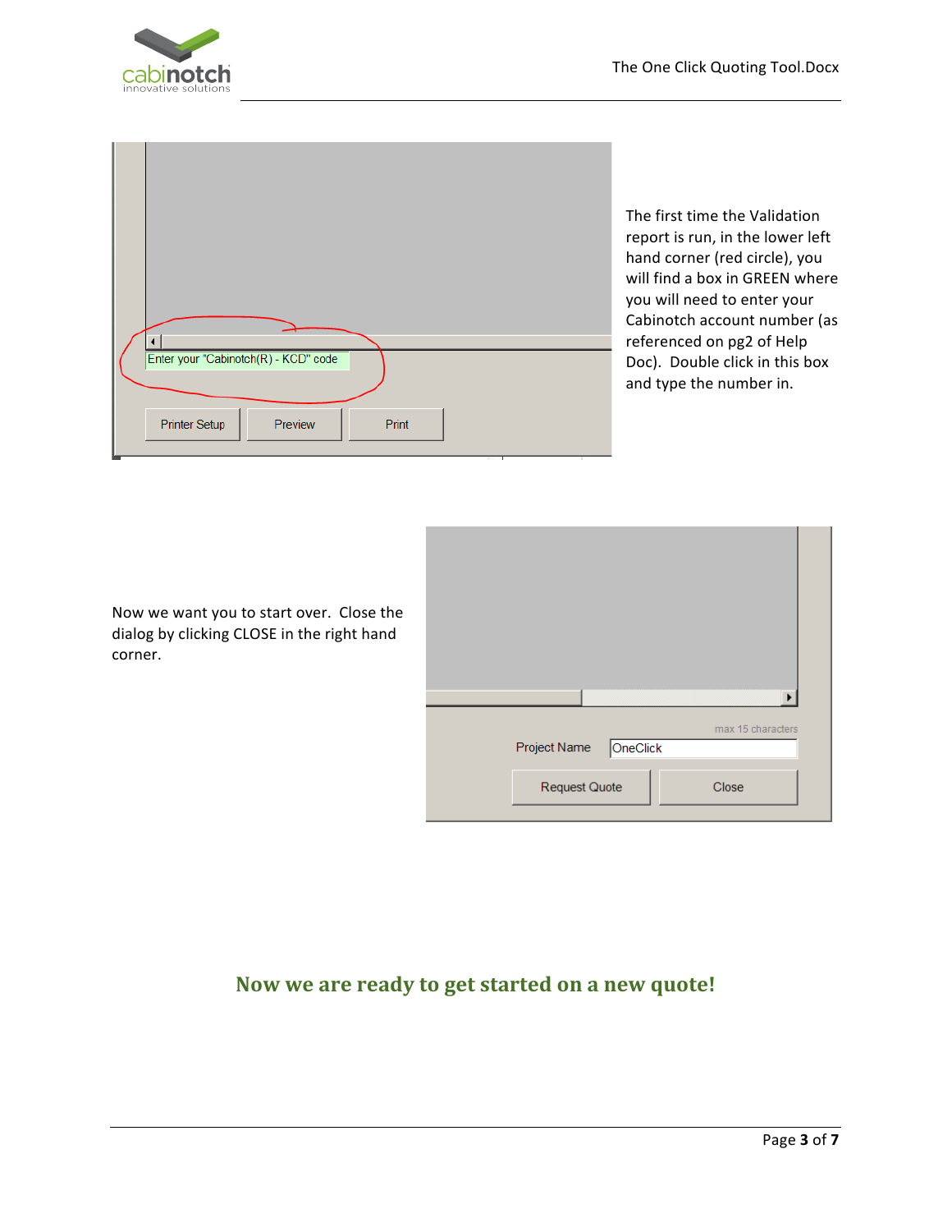The first time the Validation report is run, in the lower left hand corner (red circle), you will find a box in GREEN where you will need to enter your Cabinotch account number (as referenced on pg2 of Help Doc). Double click in this box and type the number in.

Now we want you to start over. Close the dialog by clicking CLOSE in the right hand corner.

## Now we are ready to get started on a new quote!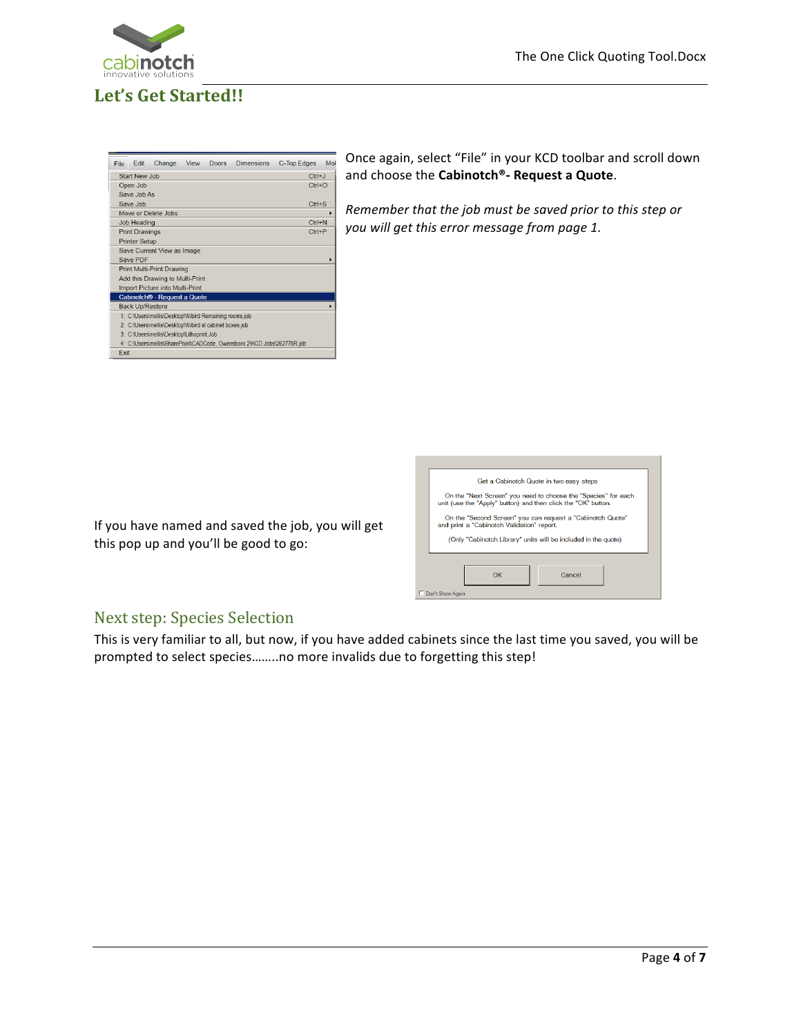## Let's Get Started!!

Once again, select "File" in your KCD toolbar and scroll down and choose the **Cabinotch®- Request a Quote**.

*Remember that the job must be saved prior to this step or you will get this error message from page 1.*

If you have named and saved the job, you will get this pop up and you'll be good to go:

### Next step: Species Selection

This is very familiar to all, but now, if you have added cabinets since the last time you saved, you will be prompted to select species……..no more invalids due to forgetting this step!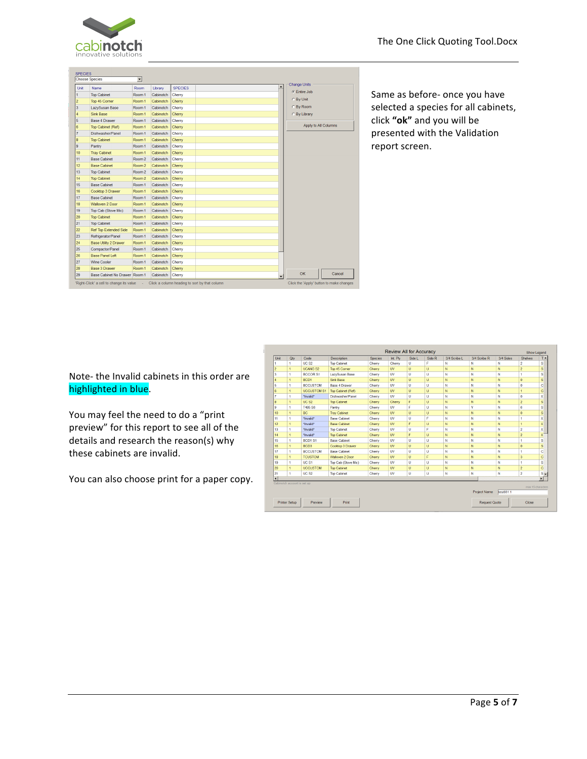Same as before- once you have selected a species for all cabinets, click **"ok"** and you will be presented with the Validation report screen.

Note- the Invalid cabinets in this order are highlighted in blue.

You may feel the need to do a "print preview" for this report to see all of the details and research the reason(s) why these cabinets are invalid.

You can also choose print for a paper copy.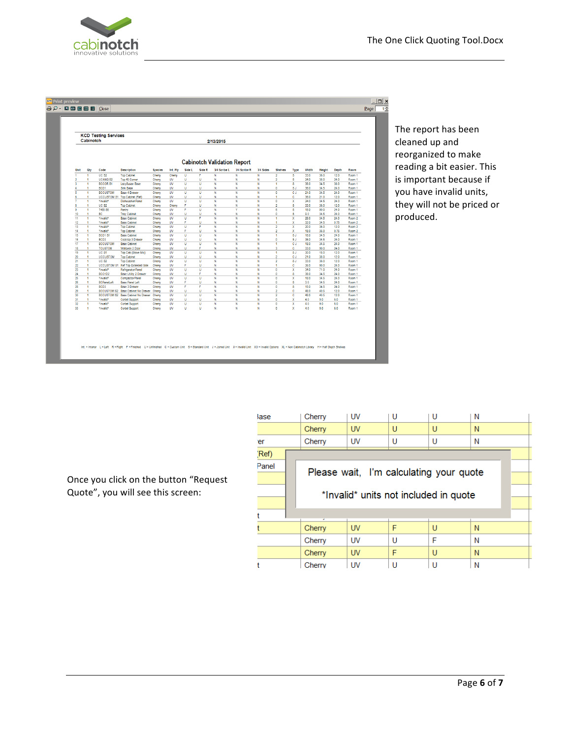The report has been cleaned up and reorganized to make reading a bit easier. This is important because if you have invalid units, they will not be priced or produced.

Once you click on the button "Request Quote", you will see this screen: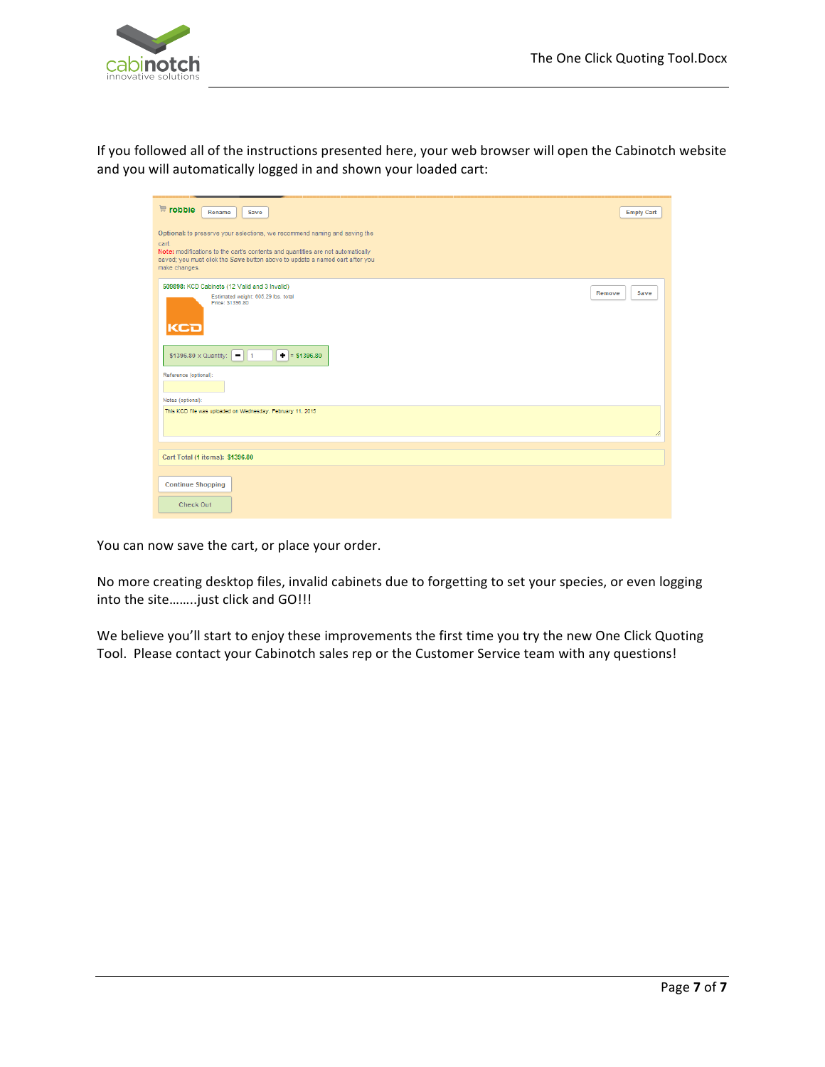If you followed all of the instructions presented here, your web browser will open the Cabinotch website and you will automatically logged in and shown your loaded cart:

You can now save the cart, or place your order.

No more creating desktop files, invalid cabinets due to forgetting to set your species, or even logging into the site……..just click and GO!!!

We believe you'll start to enjoy these improvements the first time you try the new One Click Quoting Tool. Please contact your Cabinotch sales rep or the Customer Service team with any questions!